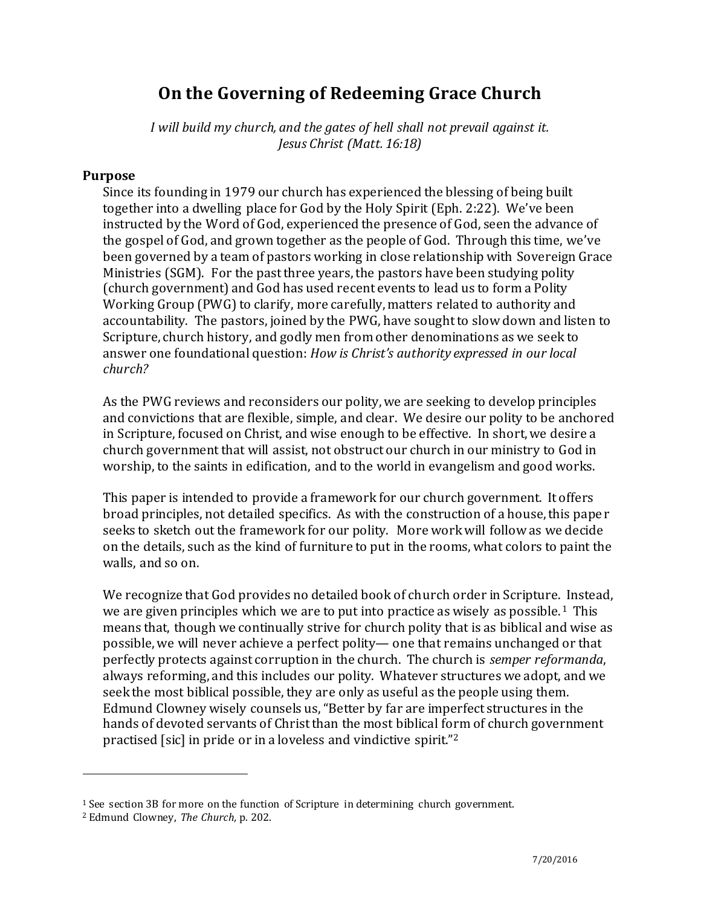# On the Governing of Redeeming Grace Church

*I will build my church, and the gates of hell shall not prevail against it.*
*Jesus Christ (Matt. 16:18)*

## Purpose

Since its founding in 1979 our church has experienced the blessing of being built together into a dwelling place for God by the Holy Spirit (Eph. 2:22). We've been instructed by the Word of God, experienced the presence of God, seen the advance of the gospel of God, and grown together as the people of God. Through this time, we've been governed by a team of pastors working in close relationship with Sovereign Grace Ministries (SGM). For the past three years, the pastors have been studying polity (church government) and God has used recent events to lead us to form a Polity Working Group (PWG) to clarify, more carefully, matters related to authority and accountability. The pastors, joined by the PWG, have sought to slow down and listen to Scripture, church history, and godly men from other denominations as we seek to answer one foundational question: *How is Christ's authority expressed in our local church?*

As the PWG reviews and reconsiders our polity, we are seeking to develop principles and convictions that are flexible, simple, and clear. We desire our polity to be anchored in Scripture, focused on Christ, and wise enough to be effective. In short, we desire a church government that will assist, not obstruct our church in our ministry to God in worship, to the saints in edification, and to the world in evangelism and good works.

This paper is intended to provide a framework for our church government. It offers broad principles, not detailed specifics. As with the construction of a house, this paper seeks to sketch out the framework for our polity. More work will follow as we decide on the details, such as the kind of furniture to put in the rooms, what colors to paint the walls, and so on.

We recognize that God provides no detailed book of church order in Scripture. Instead, we are given principles which we are to put into practice as wisely as possible.[1] This means that, though we continually strive for church polity that is as biblical and wise as possible, we will never achieve a perfect polity— one that remains unchanged or that perfectly protects against corruption in the church. The church is *semper reformanda*, always reforming, and this includes our polity. Whatever structures we adopt, and we seek the most biblical possible, they are only as useful as the people using them. Edmund Clowney wisely counsels us, "Better by far are imperfect structures in the hands of devoted servants of Christ than the most biblical form of church government practised [sic] in pride or in a loveless and vindictive spirit."[2]

---

[1] See section 3B for more on the function of Scripture in determining church government.

[2] Edmund Clowney, *The Church,* p. 202.

7/20/2016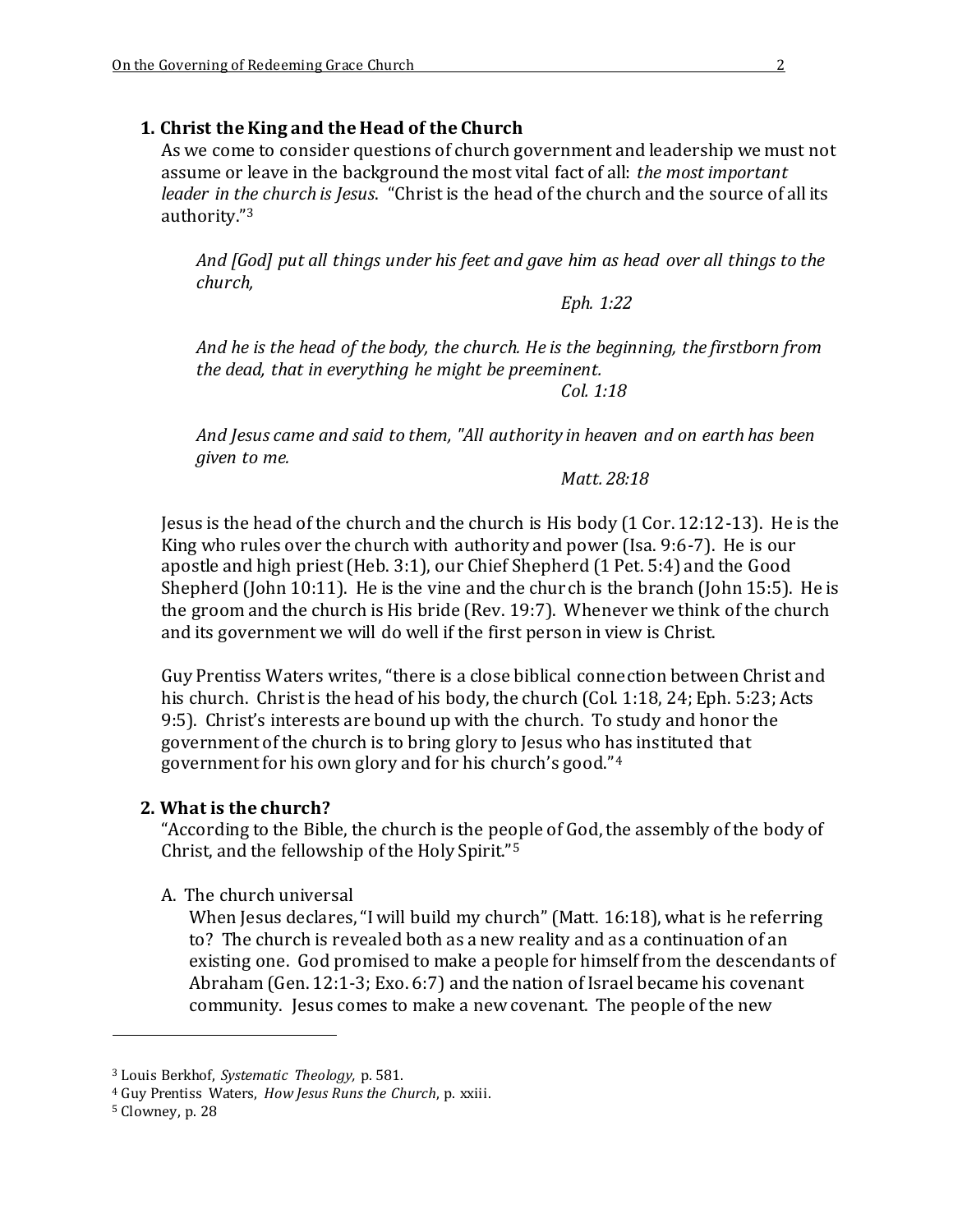### 1. Christ the King and the Head of the Church

As we come to consider questions of church government and leadership we must not assume or leave in the background the most vital fact of all: *the most important leader in the church is Jesus*. "Christ is the head of the church and the source of all its authority."[3]

> *And [God] put all things under his feet and gave him as head over all things to the church,*
>
> *Eph. 1:22*

> *And he is the head of the body, the church. He is the beginning, the firstborn from the dead, that in everything he might be preeminent.*
>
> *Col. 1:18*

> *And Jesus came and said to them, "All authority in heaven and on earth has been given to me.*
>
> *Matt. 28:18*

Jesus is the head of the church and the church is His body (1 Cor. 12:12-13). He is the King who rules over the church with authority and power (Isa. 9:6-7). He is our apostle and high priest (Heb. 3:1), our Chief Shepherd (1 Pet. 5:4) and the Good Shepherd (John 10:11). He is the vine and the church is the branch (John 15:5). He is the groom and the church is His bride (Rev. 19:7). Whenever we think of the church and its government we will do well if the first person in view is Christ.

Guy Prentiss Waters writes, "there is a close biblical connection between Christ and his church. Christ is the head of his body, the church (Col. 1:18, 24; Eph. 5:23; Acts 9:5). Christ's interests are bound up with the church. To study and honor the government of the church is to bring glory to Jesus who has instituted that government for his own glory and for his church's good."[4]

### 2. What is the church?

"According to the Bible, the church is the people of God, the assembly of the body of Christ, and the fellowship of the Holy Spirit."[5]

A. The church universal

When Jesus declares, "I will build my church" (Matt. 16:18), what is he referring to? The church is revealed both as a new reality and as a continuation of an existing one. God promised to make a people for himself from the descendants of Abraham (Gen. 12:1-3; Exo. 6:7) and the nation of Israel became his covenant community. Jesus comes to make a new covenant. The people of the new

---

[3] Louis Berkhof, *Systematic Theology,* p. 581.

[4] Guy Prentiss Waters, *How Jesus Runs the Church*, p. xxiii.

[5] Clowney, p. 28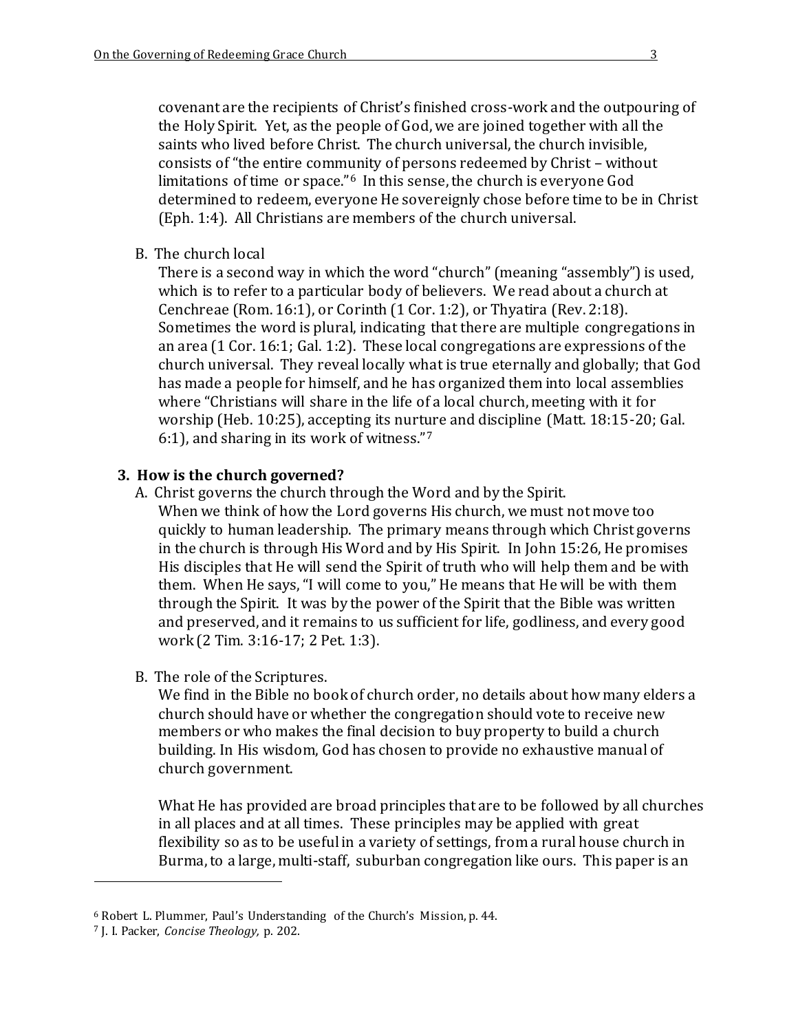covenant are the recipients of Christ's finished cross-work and the outpouring of the Holy Spirit. Yet, as the people of God, we are joined together with all the saints who lived before Christ. The church universal, the church invisible, consists of "the entire community of persons redeemed by Christ – without limitations of time or space."[6] In this sense, the church is everyone God determined to redeem, everyone He sovereignly chose before time to be in Christ (Eph. 1:4). All Christians are members of the church universal.

B. The church local

There is a second way in which the word "church" (meaning "assembly") is used, which is to refer to a particular body of believers. We read about a church at Cenchreae (Rom. 16:1), or Corinth (1 Cor. 1:2), or Thyatira (Rev. 2:18). Sometimes the word is plural, indicating that there are multiple congregations in an area (1 Cor. 16:1; Gal. 1:2). These local congregations are expressions of the church universal. They reveal locally what is true eternally and globally; that God has made a people for himself, and he has organized them into local assemblies where "Christians will share in the life of a local church, meeting with it for worship (Heb. 10:25), accepting its nurture and discipline (Matt. 18:15-20; Gal. 6:1), and sharing in its work of witness."[7]

## 3. How is the church governed?

A. Christ governs the church through the Word and by the Spirit.

When we think of how the Lord governs His church, we must not move too quickly to human leadership. The primary means through which Christ governs in the church is through His Word and by His Spirit. In John 15:26, He promises His disciples that He will send the Spirit of truth who will help them and be with them. When He says, "I will come to you," He means that He will be with them through the Spirit. It was by the power of the Spirit that the Bible was written and preserved, and it remains to us sufficient for life, godliness, and every good work (2 Tim. 3:16-17; 2 Pet. 1:3).

B. The role of the Scriptures.

We find in the Bible no book of church order, no details about how many elders a church should have or whether the congregation should vote to receive new members or who makes the final decision to buy property to build a church building. In His wisdom, God has chosen to provide no exhaustive manual of church government.

What He has provided are broad principles that are to be followed by all churches in all places and at all times. These principles may be applied with great flexibility so as to be useful in a variety of settings, from a rural house church in Burma, to a large, multi-staff, suburban congregation like ours. This paper is an

---

[6] Robert L. Plummer, Paul's Understanding of the Church's Mission, p. 44.

[7] J. I. Packer, *Concise Theology*, p. 202.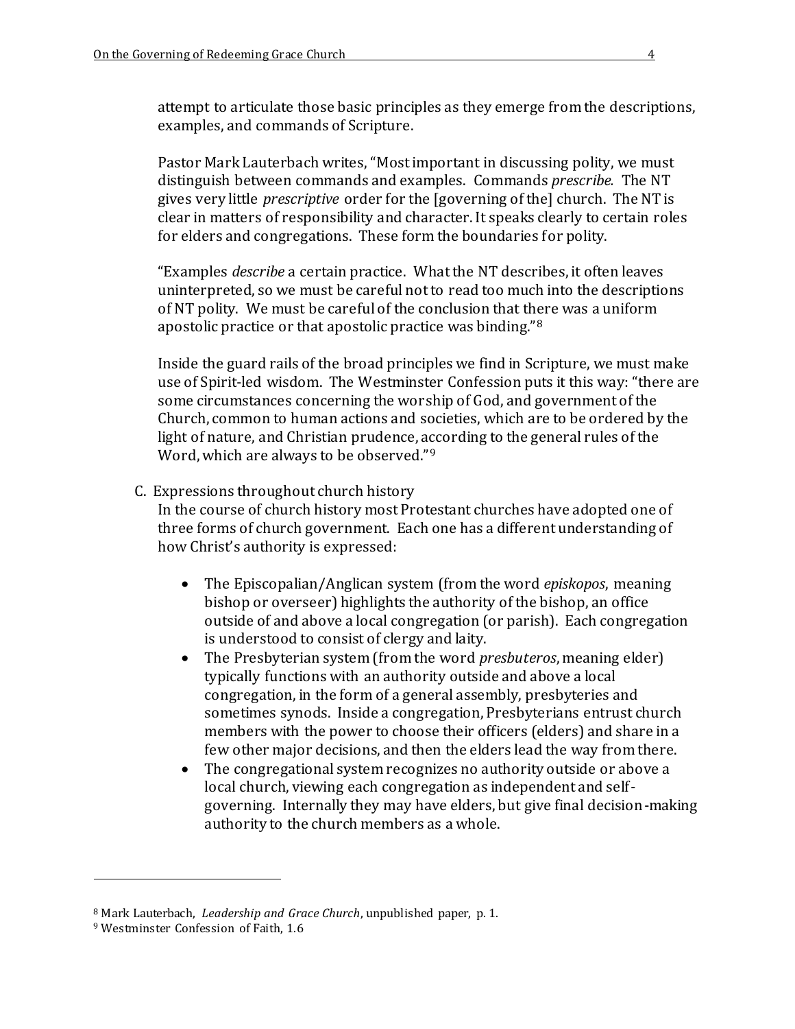attempt to articulate those basic principles as they emerge from the descriptions, examples, and commands of Scripture.

Pastor Mark Lauterbach writes, "Most important in discussing polity, we must distinguish between commands and examples. Commands *prescribe.* The NT gives very little *prescriptive* order for the [governing of the] church. The NT is clear in matters of responsibility and character. It speaks clearly to certain roles for elders and congregations. These form the boundaries for polity.

"Examples *describe* a certain practice. What the NT describes, it often leaves uninterpreted, so we must be careful not to read too much into the descriptions of NT polity. We must be careful of the conclusion that there was a uniform apostolic practice or that apostolic practice was binding."[8]

Inside the guard rails of the broad principles we find in Scripture, we must make use of Spirit-led wisdom. The Westminster Confession puts it this way: "there are some circumstances concerning the worship of God, and government of the Church, common to human actions and societies, which are to be ordered by the light of nature, and Christian prudence, according to the general rules of the Word, which are always to be observed."[9]

C. Expressions throughout church history

In the course of church history most Protestant churches have adopted one of three forms of church government. Each one has a different understanding of how Christ's authority is expressed:

- The Episcopalian/Anglican system (from the word *episkopos*, meaning bishop or overseer) highlights the authority of the bishop, an office outside of and above a local congregation (or parish). Each congregation is understood to consist of clergy and laity.
- The Presbyterian system (from the word *presbuteros*, meaning elder) typically functions with an authority outside and above a local congregation, in the form of a general assembly, presbyteries and sometimes synods. Inside a congregation, Presbyterians entrust church members with the power to choose their officers (elders) and share in a few other major decisions, and then the elders lead the way from there.
- The congregational system recognizes no authority outside or above a local church, viewing each congregation as independent and self-governing. Internally they may have elders, but give final decision-making authority to the church members as a whole.

---

[8] Mark Lauterbach, *Leadership and Grace Church*, unpublished paper, p. 1.

[9] Westminster Confession of Faith, 1.6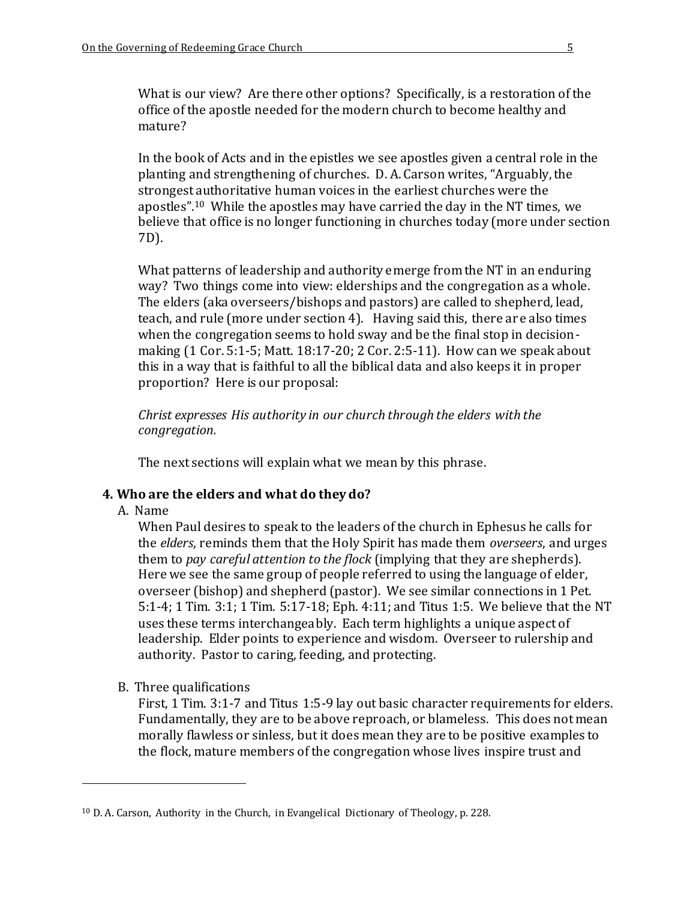What is our view? Are there other options? Specifically, is a restoration of the office of the apostle needed for the modern church to become healthy and mature?

In the book of Acts and in the epistles we see apostles given a central role in the planting and strengthening of churches. D. A. Carson writes, "Arguably, the strongest authoritative human voices in the earliest churches were the apostles".[10] While the apostles may have carried the day in the NT times, we believe that office is no longer functioning in churches today (more under section 7D).

What patterns of leadership and authority emerge from the NT in an enduring way? Two things come into view: elderships and the congregation as a whole. The elders (aka overseers/bishops and pastors) are called to shepherd, lead, teach, and rule (more under section 4). Having said this, there are also times when the congregation seems to hold sway and be the final stop in decision-making (1 Cor. 5:1-5; Matt. 18:17-20; 2 Cor. 2:5-11). How can we speak about this in a way that is faithful to all the biblical data and also keeps it in proper proportion? Here is our proposal:

*Christ expresses His authority in our church through the elders with the congregation.*

The next sections will explain what we mean by this phrase.

## 4. Who are the elders and what do they do?

### A. Name

When Paul desires to speak to the leaders of the church in Ephesus he calls for the *elders*, reminds them that the Holy Spirit has made them *overseers*, and urges them to *pay careful attention to the flock* (implying that they are shepherds). Here we see the same group of people referred to using the language of elder, overseer (bishop) and shepherd (pastor). We see similar connections in 1 Pet. 5:1-4; 1 Tim. 3:1; 1 Tim. 5:17-18; Eph. 4:11; and Titus 1:5. We believe that the NT uses these terms interchangeably. Each term highlights a unique aspect of leadership. Elder points to experience and wisdom. Overseer to rulership and authority. Pastor to caring, feeding, and protecting.

### B. Three qualifications

First, 1 Tim. 3:1-7 and Titus 1:5-9 lay out basic character requirements for elders. Fundamentally, they are to be above reproach, or blameless. This does not mean morally flawless or sinless, but it does mean they are to be positive examples to the flock, mature members of the congregation whose lives inspire trust and

---

[10] D. A. Carson, Authority in the Church, in Evangelical Dictionary of Theology, p. 228.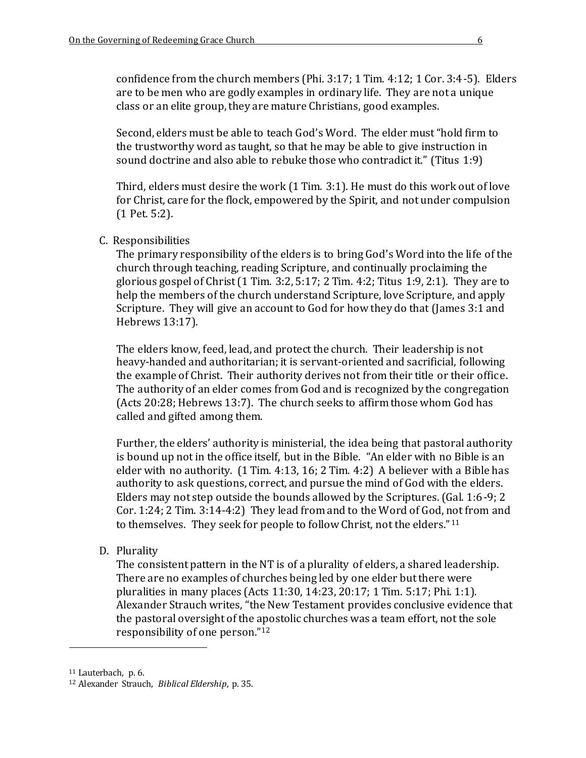confidence from the church members (Phi. 3:17; 1 Tim. 4:12; 1 Cor. 3:4-5). Elders are to be men who are godly examples in ordinary life. They are not a unique class or an elite group, they are mature Christians, good examples.

Second, elders must be able to teach God's Word. The elder must "hold firm to the trustworthy word as taught, so that he may be able to give instruction in sound doctrine and also able to rebuke those who contradict it." (Titus 1:9)

Third, elders must desire the work (1 Tim. 3:1). He must do this work out of love for Christ, care for the flock, empowered by the Spirit, and not under compulsion (1 Pet. 5:2).

C. Responsibilities

The primary responsibility of the elders is to bring God's Word into the life of the church through teaching, reading Scripture, and continually proclaiming the glorious gospel of Christ (1 Tim. 3:2, 5:17; 2 Tim. 4:2; Titus 1:9, 2:1). They are to help the members of the church understand Scripture, love Scripture, and apply Scripture. They will give an account to God for how they do that (James 3:1 and Hebrews 13:17).

The elders know, feed, lead, and protect the church. Their leadership is not heavy-handed and authoritarian; it is servant-oriented and sacrificial, following the example of Christ. Their authority derives not from their title or their office. The authority of an elder comes from God and is recognized by the congregation (Acts 20:28; Hebrews 13:7). The church seeks to affirm those whom God has called and gifted among them.

Further, the elders' authority is ministerial, the idea being that pastoral authority is bound up not in the office itself, but in the Bible. "An elder with no Bible is an elder with no authority. (1 Tim. 4:13, 16; 2 Tim. 4:2) A believer with a Bible has authority to ask questions, correct, and pursue the mind of God with the elders. Elders may not step outside the bounds allowed by the Scriptures. (Gal. 1:6-9; 2 Cor. 1:24; 2 Tim. 3:14-4:2) They lead from and to the Word of God, not from and to themselves. They seek for people to follow Christ, not the elders."[11]

D. Plurality

The consistent pattern in the NT is of a plurality of elders, a shared leadership. There are no examples of churches being led by one elder but there were pluralities in many places (Acts 11:30, 14:23, 20:17; 1 Tim. 5:17; Phi. 1:1). Alexander Strauch writes, "the New Testament provides conclusive evidence that the pastoral oversight of the apostolic churches was a team effort, not the sole responsibility of one person."[12]

---

[11] Lauterbach, p. 6.

[12] Alexander Strauch, *Biblical Eldership*, p. 35.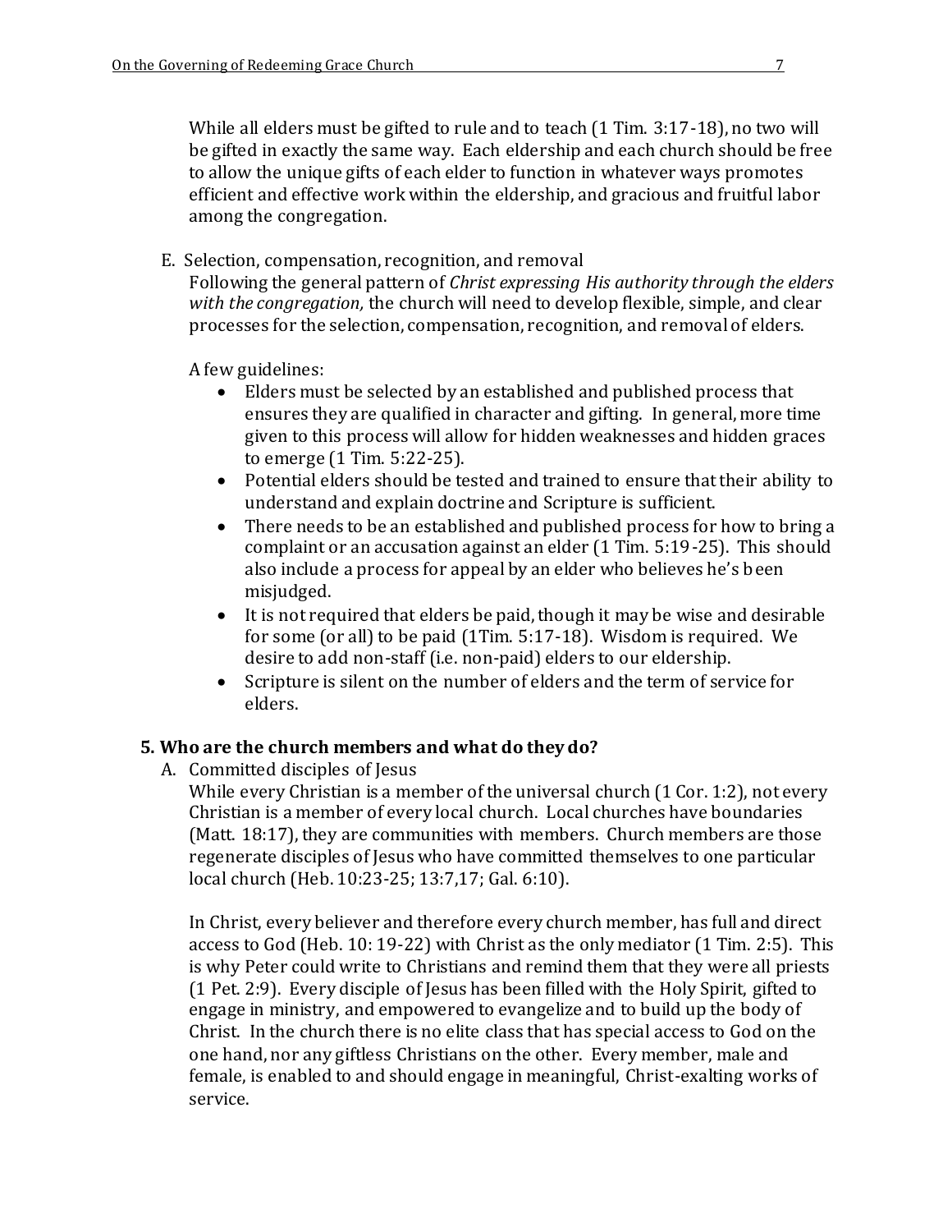While all elders must be gifted to rule and to teach (1 Tim. 3:17-18), no two will be gifted in exactly the same way. Each eldership and each church should be free to allow the unique gifts of each elder to function in whatever ways promotes efficient and effective work within the eldership, and gracious and fruitful labor among the congregation.

E. Selection, compensation, recognition, and removal

Following the general pattern of *Christ expressing His authority through the elders with the congregation,* the church will need to develop flexible, simple, and clear processes for the selection, compensation, recognition, and removal of elders.

A few guidelines:

- Elders must be selected by an established and published process that ensures they are qualified in character and gifting. In general, more time given to this process will allow for hidden weaknesses and hidden graces to emerge (1 Tim. 5:22-25).
- Potential elders should be tested and trained to ensure that their ability to understand and explain doctrine and Scripture is sufficient.
- There needs to be an established and published process for how to bring a complaint or an accusation against an elder (1 Tim. 5:19-25). This should also include a process for appeal by an elder who believes he's been misjudged.
- It is not required that elders be paid, though it may be wise and desirable for some (or all) to be paid (1Tim. 5:17-18). Wisdom is required. We desire to add non-staff (i.e. non-paid) elders to our eldership.
- Scripture is silent on the number of elders and the term of service for elders.

## 5. Who are the church members and what do they do?

A. Committed disciples of Jesus

While every Christian is a member of the universal church (1 Cor. 1:2), not every Christian is a member of every local church. Local churches have boundaries (Matt. 18:17), they are communities with members. Church members are those regenerate disciples of Jesus who have committed themselves to one particular local church (Heb. 10:23-25; 13:7,17; Gal. 6:10).

In Christ, every believer and therefore every church member, has full and direct access to God (Heb. 10: 19-22) with Christ as the only mediator (1 Tim. 2:5). This is why Peter could write to Christians and remind them that they were all priests (1 Pet. 2:9). Every disciple of Jesus has been filled with the Holy Spirit, gifted to engage in ministry, and empowered to evangelize and to build up the body of Christ. In the church there is no elite class that has special access to God on the one hand, nor any giftless Christians on the other. Every member, male and female, is enabled to and should engage in meaningful, Christ-exalting works of service.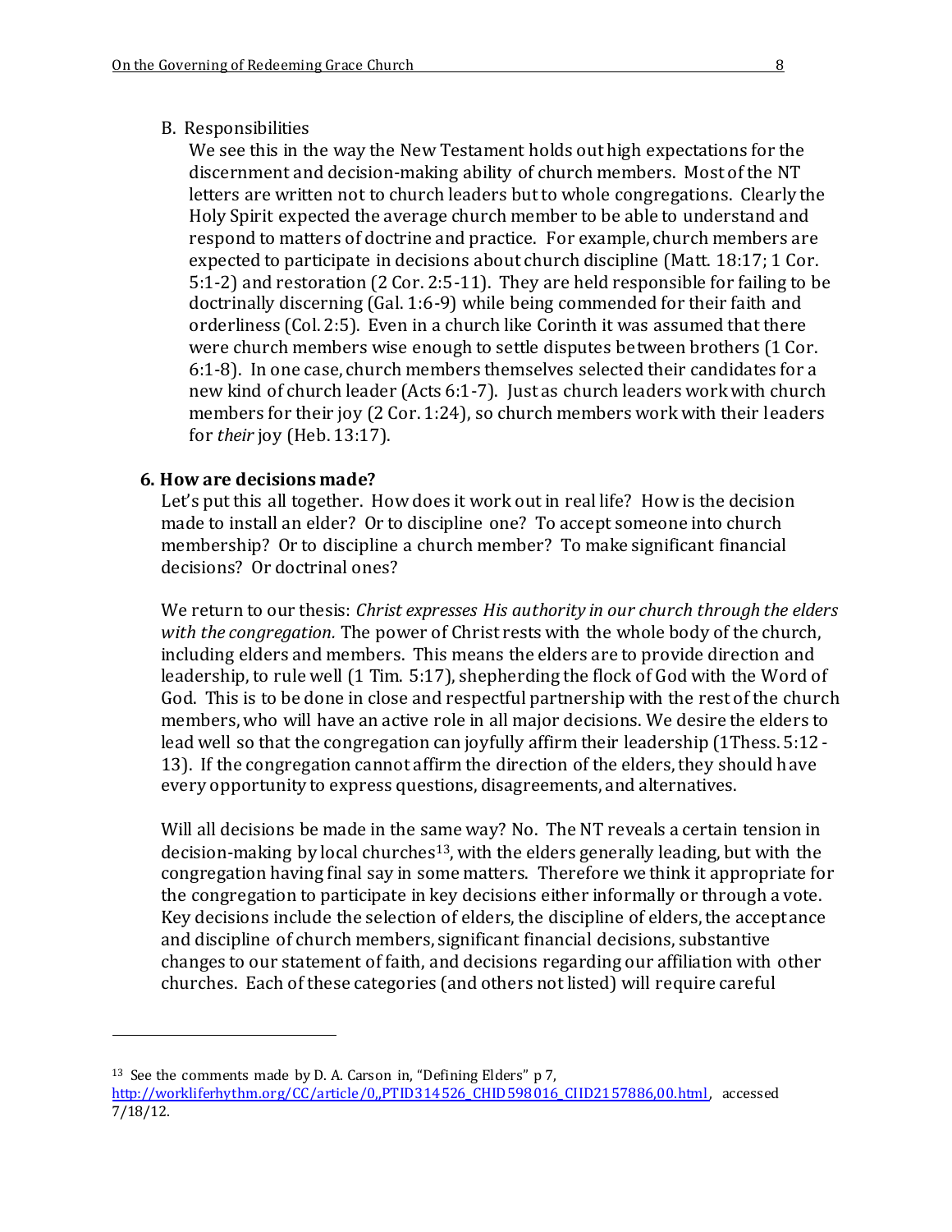B. Responsibilities

We see this in the way the New Testament holds out high expectations for the discernment and decision-making ability of church members. Most of the NT letters are written not to church leaders but to whole congregations. Clearly the Holy Spirit expected the average church member to be able to understand and respond to matters of doctrine and practice. For example, church members are expected to participate in decisions about church discipline (Matt. 18:17; 1 Cor. 5:1-2) and restoration (2 Cor. 2:5-11). They are held responsible for failing to be doctrinally discerning (Gal. 1:6-9) while being commended for their faith and orderliness (Col. 2:5). Even in a church like Corinth it was assumed that there were church members wise enough to settle disputes between brothers (1 Cor. 6:1-8). In one case, church members themselves selected their candidates for a new kind of church leader (Acts 6:1-7). Just as church leaders work with church members for their joy (2 Cor. 1:24), so church members work with their leaders for *their* joy (Heb. 13:17).

**6. How are decisions made?**

Let's put this all together. How does it work out in real life? How is the decision made to install an elder? Or to discipline one? To accept someone into church membership? Or to discipline a church member? To make significant financial decisions? Or doctrinal ones?

We return to our thesis: *Christ expresses His authority in our church through the elders with the congregation.* The power of Christ rests with the whole body of the church, including elders and members. This means the elders are to provide direction and leadership, to rule well (1 Tim. 5:17), shepherding the flock of God with the Word of God. This is to be done in close and respectful partnership with the rest of the church members, who will have an active role in all major decisions. We desire the elders to lead well so that the congregation can joyfully affirm their leadership (1Thess. 5:12-13). If the congregation cannot affirm the direction of the elders, they should have every opportunity to express questions, disagreements, and alternatives.

Will all decisions be made in the same way? No. The NT reveals a certain tension in decision-making by local churches[13], with the elders generally leading, but with the congregation having final say in some matters. Therefore we think it appropriate for the congregation to participate in key decisions either informally or through a vote. Key decisions include the selection of elders, the discipline of elders, the acceptance and discipline of church members, significant financial decisions, substantive changes to our statement of faith, and decisions regarding our affiliation with other churches. Each of these categories (and others not listed) will require careful

---

[13] See the comments made by D. A. Carson in, "Defining Elders" p 7, http://workliferhythm.org/CC/article/0,,PTID314526_CHID598016_CIID2157886,00.html, accessed 7/18/12.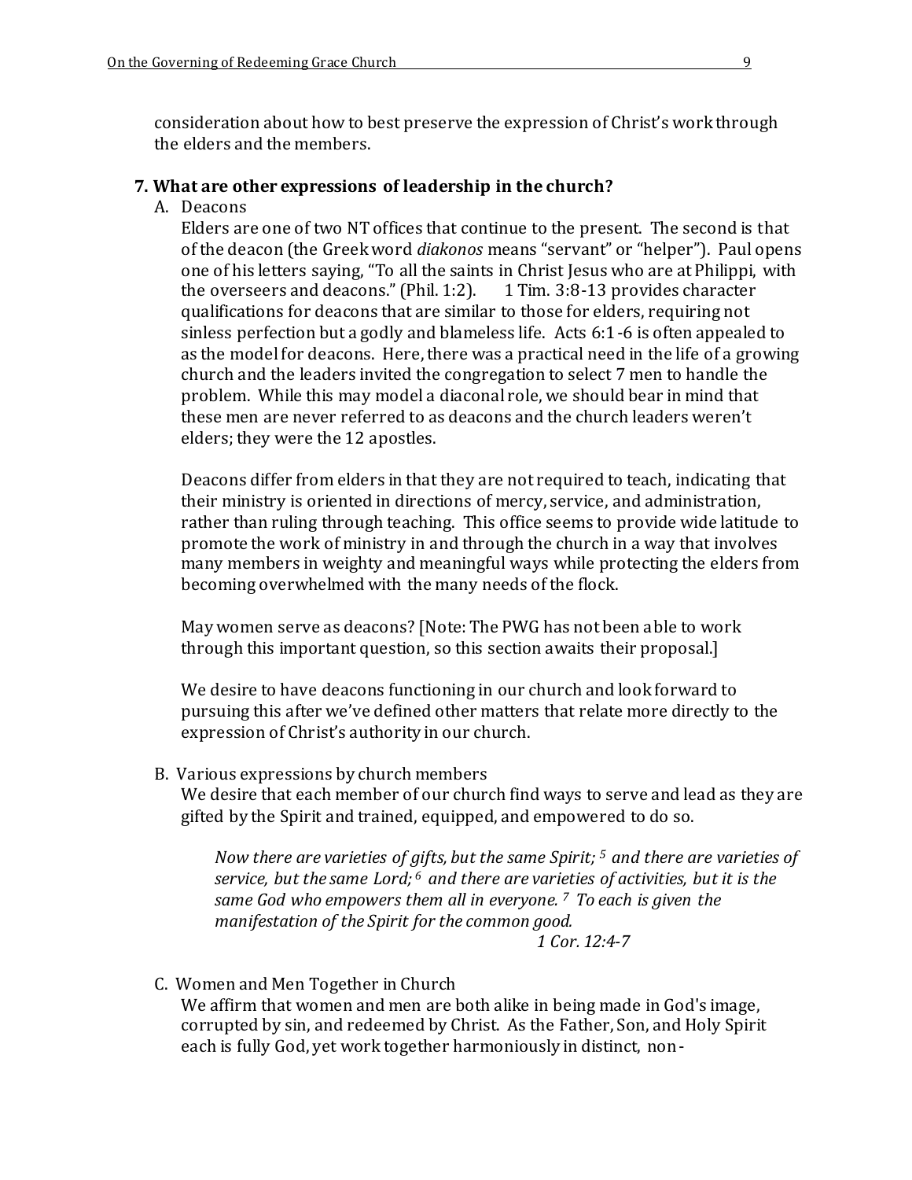consideration about how to best preserve the expression of Christ's work through the elders and the members.

### 7. What are other expressions of leadership in the church?

A. Deacons

Elders are one of two NT offices that continue to the present. The second is that of the deacon (the Greek word *diakonos* means "servant" or "helper"). Paul opens one of his letters saying, "To all the saints in Christ Jesus who are at Philippi, with the overseers and deacons." (Phil. 1:2). 1 Tim. 3:8-13 provides character qualifications for deacons that are similar to those for elders, requiring not sinless perfection but a godly and blameless life. Acts 6:1-6 is often appealed to as the model for deacons. Here, there was a practical need in the life of a growing church and the leaders invited the congregation to select 7 men to handle the problem. While this may model a diaconal role, we should bear in mind that these men are never referred to as deacons and the church leaders weren't elders; they were the 12 apostles.

Deacons differ from elders in that they are not required to teach, indicating that their ministry is oriented in directions of mercy, service, and administration, rather than ruling through teaching. This office seems to provide wide latitude to promote the work of ministry in and through the church in a way that involves many members in weighty and meaningful ways while protecting the elders from becoming overwhelmed with the many needs of the flock.

May women serve as deacons? [Note: The PWG has not been able to work through this important question, so this section awaits their proposal.]

We desire to have deacons functioning in our church and look forward to pursuing this after we've defined other matters that relate more directly to the expression of Christ's authority in our church.

B. Various expressions by church members

We desire that each member of our church find ways to serve and lead as they are gifted by the Spirit and trained, equipped, and empowered to do so.

> *Now there are varieties of gifts, but the same Spirit; [5] and there are varieties of service, but the same Lord; [6] and there are varieties of activities, but it is the same God who empowers them all in everyone. [7] To each is given the manifestation of the Spirit for the common good.*
>
> *1 Cor. 12:4-7*

C. Women and Men Together in Church

We affirm that women and men are both alike in being made in God's image, corrupted by sin, and redeemed by Christ. As the Father, Son, and Holy Spirit each is fully God, yet work together harmoniously in distinct, non-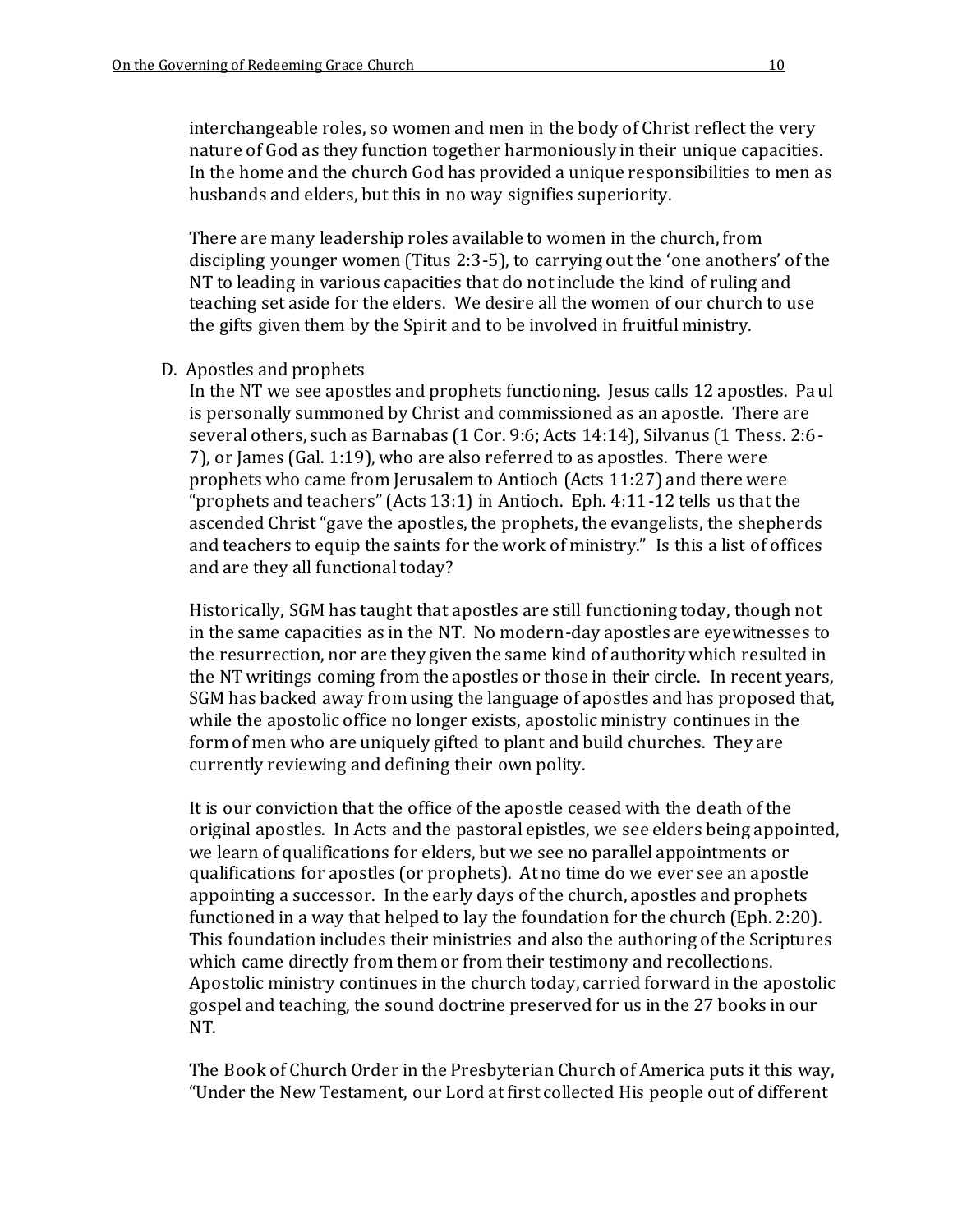interchangeable roles, so women and men in the body of Christ reflect the very nature of God as they function together harmoniously in their unique capacities. In the home and the church God has provided a unique responsibilities to men as husbands and elders, but this in no way signifies superiority.

There are many leadership roles available to women in the church, from discipling younger women (Titus 2:3-5), to carrying out the 'one anothers' of the NT to leading in various capacities that do not include the kind of ruling and teaching set aside for the elders. We desire all the women of our church to use the gifts given them by the Spirit and to be involved in fruitful ministry.

D. Apostles and prophets

In the NT we see apostles and prophets functioning. Jesus calls 12 apostles. Paul is personally summoned by Christ and commissioned as an apostle. There are several others, such as Barnabas (1 Cor. 9:6; Acts 14:14), Silvanus (1 Thess. 2:6-7), or James (Gal. 1:19), who are also referred to as apostles. There were prophets who came from Jerusalem to Antioch (Acts 11:27) and there were "prophets and teachers" (Acts 13:1) in Antioch. Eph. 4:11-12 tells us that the ascended Christ "gave the apostles, the prophets, the evangelists, the shepherds and teachers to equip the saints for the work of ministry." Is this a list of offices and are they all functional today?

Historically, SGM has taught that apostles are still functioning today, though not in the same capacities as in the NT. No modern-day apostles are eyewitnesses to the resurrection, nor are they given the same kind of authority which resulted in the NT writings coming from the apostles or those in their circle. In recent years, SGM has backed away from using the language of apostles and has proposed that, while the apostolic office no longer exists, apostolic ministry continues in the form of men who are uniquely gifted to plant and build churches. They are currently reviewing and defining their own polity.

It is our conviction that the office of the apostle ceased with the death of the original apostles. In Acts and the pastoral epistles, we see elders being appointed, we learn of qualifications for elders, but we see no parallel appointments or qualifications for apostles (or prophets). At no time do we ever see an apostle appointing a successor. In the early days of the church, apostles and prophets functioned in a way that helped to lay the foundation for the church (Eph. 2:20). This foundation includes their ministries and also the authoring of the Scriptures which came directly from them or from their testimony and recollections. Apostolic ministry continues in the church today, carried forward in the apostolic gospel and teaching, the sound doctrine preserved for us in the 27 books in our NT.

The Book of Church Order in the Presbyterian Church of America puts it this way, "Under the New Testament, our Lord at first collected His people out of different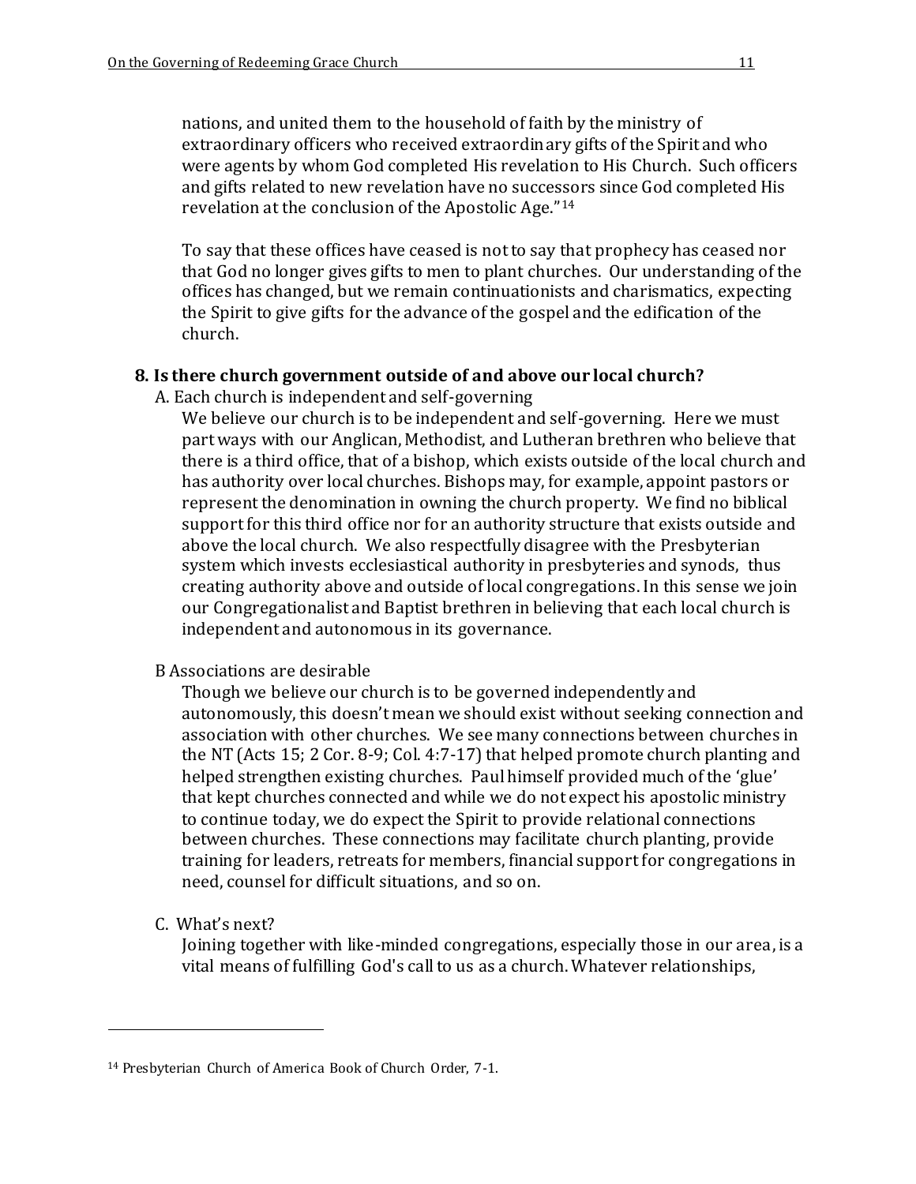nations, and united them to the household of faith by the ministry of extraordinary officers who received extraordinary gifts of the Spirit and who were agents by whom God completed His revelation to His Church. Such officers and gifts related to new revelation have no successors since God completed His revelation at the conclusion of the Apostolic Age."[14]

To say that these offices have ceased is not to say that prophecy has ceased nor that God no longer gives gifts to men to plant churches. Our understanding of the offices has changed, but we remain continuationists and charismatics, expecting the Spirit to give gifts for the advance of the gospel and the edification of the church.

### 8. Is there church government outside of and above our local church?

A. Each church is independent and self-governing

We believe our church is to be independent and self-governing. Here we must part ways with our Anglican, Methodist, and Lutheran brethren who believe that there is a third office, that of a bishop, which exists outside of the local church and has authority over local churches. Bishops may, for example, appoint pastors or represent the denomination in owning the church property. We find no biblical support for this third office nor for an authority structure that exists outside and above the local church. We also respectfully disagree with the Presbyterian system which invests ecclesiastical authority in presbyteries and synods, thus creating authority above and outside of local congregations. In this sense we join our Congregationalist and Baptist brethren in believing that each local church is independent and autonomous in its governance.

B Associations are desirable

Though we believe our church is to be governed independently and autonomously, this doesn't mean we should exist without seeking connection and association with other churches. We see many connections between churches in the NT (Acts 15; 2 Cor. 8-9; Col. 4:7-17) that helped promote church planting and helped strengthen existing churches. Paul himself provided much of the 'glue' that kept churches connected and while we do not expect his apostolic ministry to continue today, we do expect the Spirit to provide relational connections between churches. These connections may facilitate church planting, provide training for leaders, retreats for members, financial support for congregations in need, counsel for difficult situations, and so on.

C. What's next?

Joining together with like-minded congregations, especially those in our area, is a vital means of fulfilling God's call to us as a church. Whatever relationships,

---

[14] Presbyterian Church of America Book of Church Order, 7-1.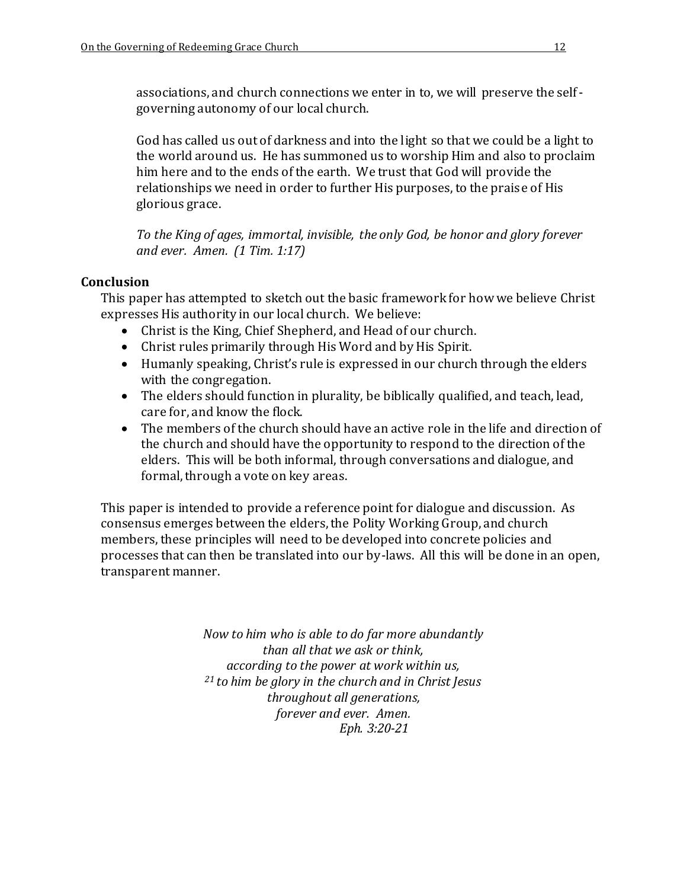associations, and church connections we enter in to, we will preserve the self-governing autonomy of our local church.

God has called us out of darkness and into the light so that we could be a light to the world around us. He has summoned us to worship Him and also to proclaim him here and to the ends of the earth. We trust that God will provide the relationships we need in order to further His purposes, to the praise of His glorious grace.

*To the King of ages, immortal, invisible, the only God, be honor and glory forever and ever. Amen. (1 Tim. 1:17)*

**Conclusion**

This paper has attempted to sketch out the basic framework for how we believe Christ expresses His authority in our local church. We believe:

- Christ is the King, Chief Shepherd, and Head of our church.
- Christ rules primarily through His Word and by His Spirit.
- Humanly speaking, Christ's rule is expressed in our church through the elders with the congregation.
- The elders should function in plurality, be biblically qualified, and teach, lead, care for, and know the flock.
- The members of the church should have an active role in the life and direction of the church and should have the opportunity to respond to the direction of the elders. This will be both informal, through conversations and dialogue, and formal, through a vote on key areas.

This paper is intended to provide a reference point for dialogue and discussion. As consensus emerges between the elders, the Polity Working Group, and church members, these principles will need to be developed into concrete policies and processes that can then be translated into our by-laws. All this will be done in an open, transparent manner.

*Now to him who is able to do far more abundantly*
*than all that we ask or think,*
*according to the power at work within us,*
*[21] to him be glory in the church and in Christ Jesus*
*throughout all generations,*
*forever and ever. Amen.*
*Eph. 3:20-21*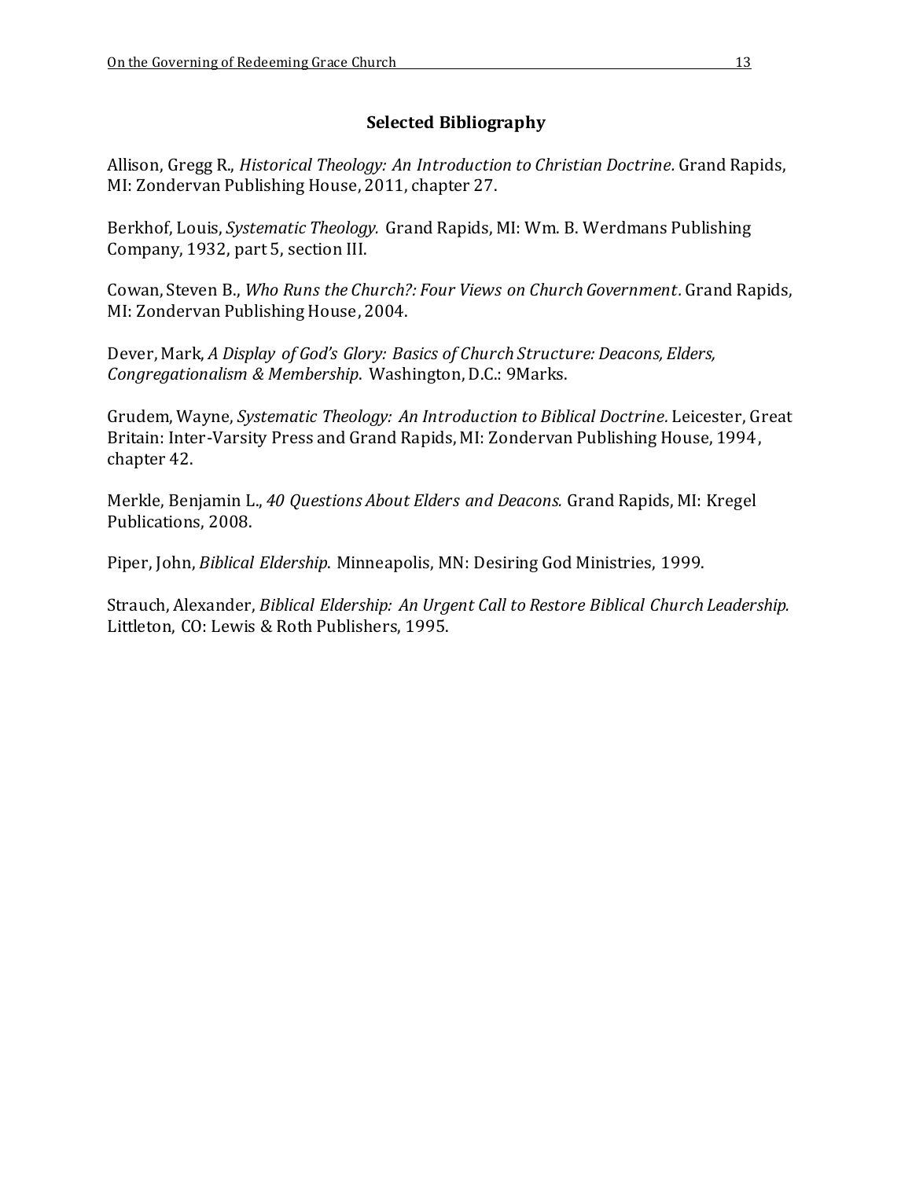## Selected Bibliography

Allison, Gregg R., *Historical Theology: An Introduction to Christian Doctrine.* Grand Rapids, MI: Zondervan Publishing House, 2011, chapter 27.

Berkhof, Louis, *Systematic Theology.* Grand Rapids, MI: Wm. B. Werdmans Publishing Company, 1932, part 5, section III.

Cowan, Steven B., *Who Runs the Church?: Four Views on Church Government.* Grand Rapids, MI: Zondervan Publishing House, 2004.

Dever, Mark, *A Display of God's Glory: Basics of Church Structure: Deacons, Elders, Congregationalism & Membership*. Washington, D.C.: 9Marks.

Grudem, Wayne, *Systematic Theology: An Introduction to Biblical Doctrine.* Leicester, Great Britain: Inter-Varsity Press and Grand Rapids, MI: Zondervan Publishing House, 1994, chapter 42.

Merkle, Benjamin L., *40 Questions About Elders and Deacons.* Grand Rapids, MI: Kregel Publications, 2008.

Piper, John, *Biblical Eldership*. Minneapolis, MN: Desiring God Ministries, 1999.

Strauch, Alexander, *Biblical Eldership: An Urgent Call to Restore Biblical Church Leadership.* Littleton, CO: Lewis & Roth Publishers, 1995.